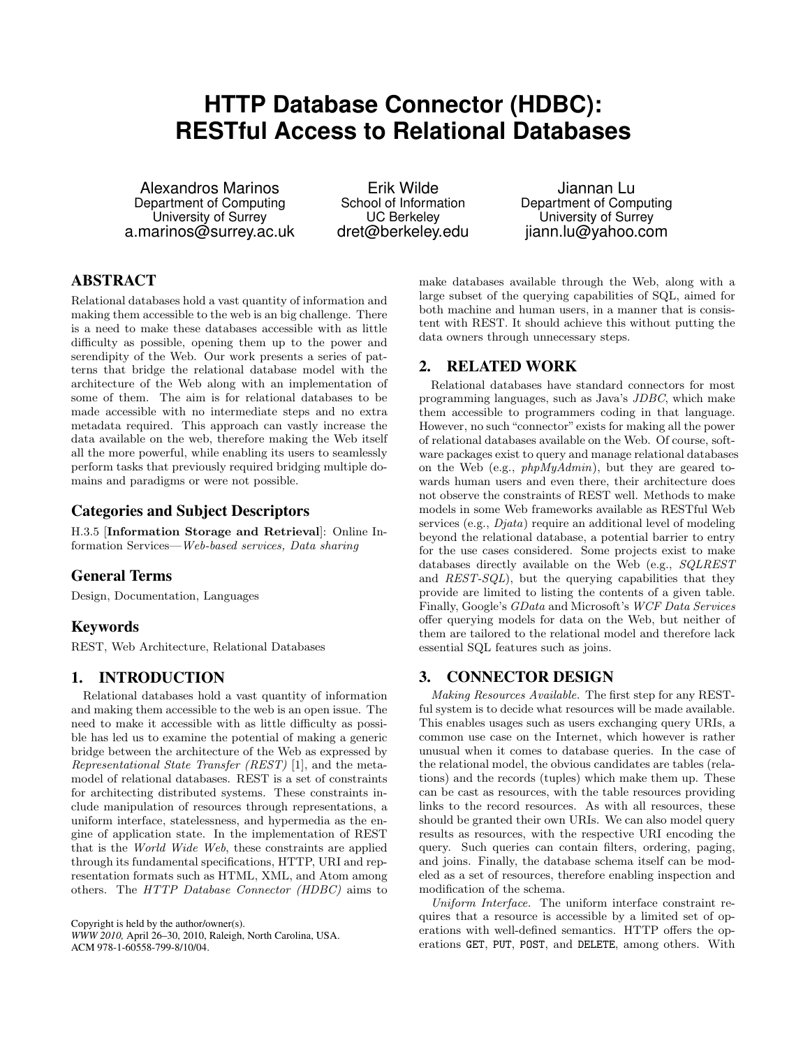# HTTP Database Connector (HDBC): RESTful Access to Relational Databases

Alexandros Marinos
Department of Computing
University of Surrey
a.marinos@surrey.ac.uk

Erik Wilde
School of Information
UC Berkeley
dret@berkeley.edu

Jiannan Lu
Department of Computing
University of Surrey
jiann.lu@yahoo.com

## ABSTRACT

Relational databases hold a vast quantity of information and making them accessible to the web is an big challenge. There is a need to make these databases accessible with as little difficulty as possible, opening them up to the power and serendipity of the Web. Our work presents a series of patterns that bridge the relational database model with the architecture of the Web along with an implementation of some of them. The aim is for relational databases to be made accessible with no intermediate steps and no extra metadata required. This approach can vastly increase the data available on the web, therefore making the Web itself all the more powerful, while enabling its users to seamlessly perform tasks that previously required bridging multiple domains and paradigms or were not possible.

### Categories and Subject Descriptors

H.3.5 [**Information Storage and Retrieval**]: Online Information Services—*Web-based services, Data sharing*

### General Terms

Design, Documentation, Languages

### Keywords

REST, Web Architecture, Relational Databases

## 1. INTRODUCTION

Relational databases hold a vast quantity of information and making them accessible to the web is an open issue. The need to make it accessible with as little difficulty as possible has led us to examine the potential of making a generic bridge between the architecture of the Web as expressed by *Representational State Transfer (REST)* [1], and the metamodel of relational databases. REST is a set of constraints for architecting distributed systems. These constraints include manipulation of resources through representations, a uniform interface, statelessness, and hypermedia as the engine of application state. In the implementation of REST that is the *World Wide Web*, these constraints are applied through its fundamental specifications, HTTP, URI and representation formats such as HTML, XML, and Atom among others. The *HTTP Database Connector (HDBC)* aims to make databases available through the Web, along with a large subset of the querying capabilities of SQL, aimed for both machine and human users, in a manner that is consistent with REST. It should achieve this without putting the data owners through unnecessary steps.

Copyright is held by the author/owner(s).
*WWW 2010*, April 26–30, 2010, Raleigh, North Carolina, USA.
ACM 978-1-60558-799-8/10/04.

## 2. RELATED WORK

Relational databases have standard connectors for most programming languages, such as Java's *JDBC*, which make them accessible to programmers coding in that language. However, no such "connector" exists for making all the power of relational databases available on the Web. Of course, software packages exist to query and manage relational databases on the Web (e.g., *phpMyAdmin*), but they are geared towards human users and even there, their architecture does not observe the constraints of REST well. Methods to make models in some Web frameworks available as RESTful Web services (e.g., *Djata*) require an additional level of modeling beyond the relational database, a potential barrier to entry for the use cases considered. Some projects exist to make databases directly available on the Web (e.g., *SQLREST* and *REST-SQL*), but the querying capabilities that they provide are limited to listing the contents of a given table. Finally, Google's *GData* and Microsoft's *WCF Data Services* offer querying models for data on the Web, but neither of them are tailored to the relational model and therefore lack essential SQL features such as joins.

## 3. CONNECTOR DESIGN

*Making Resources Available.* The first step for any RESTful system is to decide what resources will be made available. This enables usages such as users exchanging query URIs, a common use case on the Internet, which however is rather unusual when it comes to database queries. In the case of the relational model, the obvious candidates are tables (relations) and the records (tuples) which make them up. These can be cast as resources, with the table resources providing links to the record resources. As with all resources, these should be granted their own URIs. We can also model query results as resources, with the respective URI encoding the query. Such queries can contain filters, ordering, paging, and joins. Finally, the database schema itself can be modeled as a set of resources, therefore enabling inspection and modification of the schema.

*Uniform Interface.* The uniform interface constraint requires that a resource is accessible by a limited set of operations with well-defined semantics. HTTP offers the operations `GET`, `PUT`, `POST`, and `DELETE`, among others. With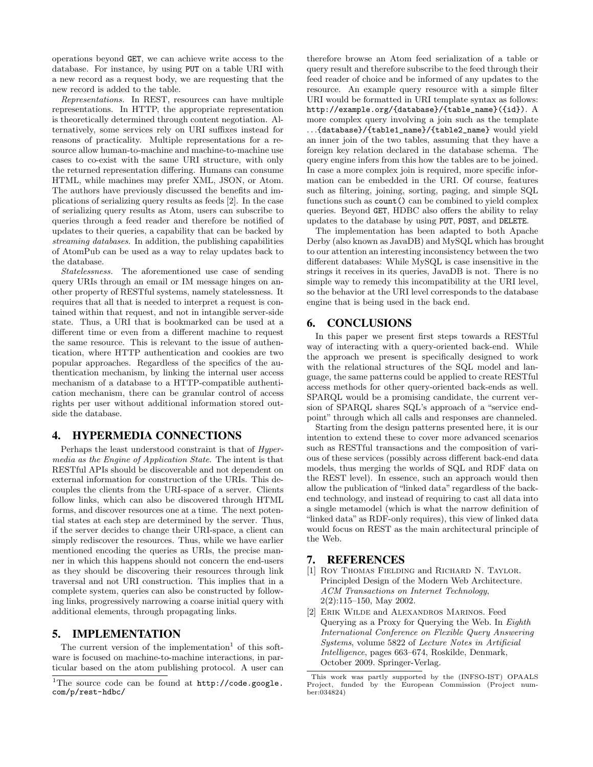operations beyond GET, we can achieve write access to the database. For instance, by using PUT on a table URI with a new record as a request body, we are requesting that the new record is added to the table.

*Representations.* In REST, resources can have multiple representations. In HTTP, the appropriate representation is theoretically determined through content negotiation. Alternatively, some services rely on URI suffixes instead for reasons of practicality. Multiple representations for a resource allow human-to-machine and machine-to-machine use cases to co-exist with the same URI structure, with only the returned representation differing. Humans can consume HTML, while machines may prefer XML, JSON, or Atom. The authors have previously discussed the benefits and implications of serializing query results as feeds [2]. In the case of serializing query results as Atom, users can subscribe to queries through a feed reader and therefore be notified of updates to their queries, a capability that can be backed by *streaming databases*. In addition, the publishing capabilities of AtomPub can be used as a way to relay updates back to the database.

*Statelessness.* The aforementioned use case of sending query URIs through an email or IM message hinges on another property of RESTful systems, namely statelessness. It requires that all that is needed to interpret a request is contained within that request, and not in intangible server-side state. Thus, a URI that is bookmarked can be used at a different time or even from a different machine to request the same resource. This is relevant to the issue of authentication, where HTTP authentication and cookies are two popular approaches. Regardless of the specifics of the authentication mechanism, by linking the internal user access mechanism of a database to a HTTP-compatible authentication mechanism, there can be granular control of access rights per user without additional information stored outside the database.

## 4. HYPERMEDIA CONNECTIONS

Perhaps the least understood constraint is that of *Hypermedia as the Engine of Application State*. The intent is that RESTful APIs should be discoverable and not dependent on external information for construction of the URIs. This decouples the clients from the URI-space of a server. Clients follow links, which can also be discovered through HTML forms, and discover resources one at a time. The next potential states at each step are determined by the server. Thus, if the server decides to change their URI-space, a client can simply rediscover the resources. Thus, while we have earlier mentioned encoding the queries as URIs, the precise manner in which this happens should not concern the end-users as they should be discovering their resources through link traversal and not URI construction. This implies that in a complete system, queries can also be constructed by following links, progressively narrowing a coarse initial query with additional elements, through propagating links.

## 5. IMPLEMENTATION

The current version of the implementation[1] of this software is focused on machine-to-machine interactions, in particular based on the atom publishing protocol. A user can therefore browse an Atom feed serialization of a table or query result and therefore subscribe to the feed through their feed reader of choice and be informed of any updates to the resource. An example query resource with a simple filter URI would be formatted in URI template syntax as follows: `http://example.org/{database}/{table_name}({id})`. A more complex query involving a join such as the template `...{database}/{table1_name}/{table2_name}` would yield an inner join of the two tables, assuming that they have a foreign key relation declared in the database schema. The query engine infers from this how the tables are to be joined. In case a more complex join is required, more specific information can be embedded in the URI. Of course, features such as filtering, joining, sorting, paging, and simple SQL functions such as `count()` can be combined to yield complex queries. Beyond GET, HDBC also offers the ability to relay updates to the database by using PUT, POST, and DELETE.

The implementation has been adapted to both Apache Derby (also known as JavaDB) and MySQL which has brought to our attention an interesting inconsistency between the two different databases: While MySQL is case insensitive in the strings it receives in its queries, JavaDB is not. There is no simple way to remedy this incompatibility at the URI level, so the behavior at the URI level corresponds to the database engine that is being used in the back end.

[1] The source code can be found at `http://code.google.com/p/rest-hdbc/`

## 6. CONCLUSIONS

In this paper we present first steps towards a RESTful way of interacting with a query-oriented back-end. While the approach we present is specifically designed to work with the relational structures of the SQL model and language, the same patterns could be applied to create RESTful access methods for other query-oriented back-ends as well. SPARQL would be a promising candidate, the current version of SPARQL shares SQL's approach of a "service endpoint" through which all calls and responses are channeled.

Starting from the design patterns presented here, it is our intention to extend these to cover more advanced scenarios such as RESTful transactions and the composition of various of these services (possibly across different back-end data models, thus merging the worlds of SQL and RDF data on the REST level). In essence, such an approach would then allow the publication of "linked data" regardless of the back-end technology, and instead of requiring to cast all data into a single metamodel (which is what the narrow definition of "linked data" as RDF-only requires), this view of linked data would focus on REST as the main architectural principle of the Web.

## 7. REFERENCES

[1] Roy Thomas Fielding and Richard N. Taylor. Principled Design of the Modern Web Architecture. *ACM Transactions on Internet Technology*, 2(2):115–150, May 2002.

[2] Erik Wilde and Alexandros Marinos. Feed Querying as a Proxy for Querying the Web. In *Eighth International Conference on Flexible Query Answering Systems*, volume 5822 of *Lecture Notes in Artificial Intelligence*, pages 663–674, Roskilde, Denmark, October 2009. Springer-Verlag.

This work was partly supported by the (INFSO-IST) OPAALS Project, funded by the European Commission (Project number:034824)